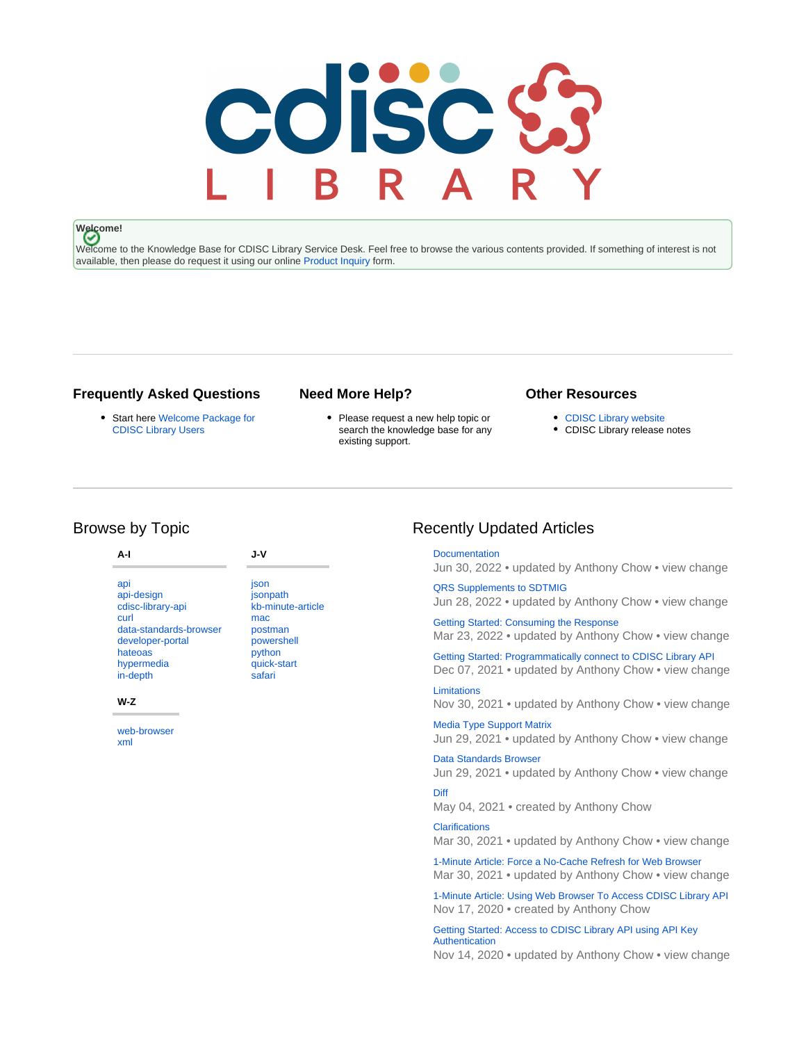**Welcome!**

Welcome to the Knowledge Base for CDISC Library Service Desk. Feel free to browse the various contents provided. If something of interest is not available, then please do request it using our online Product Inquiry form.

---

### Frequently Asked Questions

- Start here Welcome Package for CDISC Library Users

### Need More Help?

- Please request a new help topic or search the knowledge base for any existing support.

### Other Resources

- CDISC Library website
- CDISC Library release notes

---

## Browse by Topic

**A-I**

api
api-design
cdisc-library-api
curl
data-standards-browser
developer-portal
hateoas
hypermedia
in-depth

**J-V**

json
jsonpath
kb-minute-article
mac
postman
powershell
python
quick-start
safari

**W-Z**

web-browser
xml

## Recently Updated Articles

Documentation
Jun 30, 2022 • updated by Anthony Chow • view change

QRS Supplements to SDTMIG
Jun 28, 2022 • updated by Anthony Chow • view change

Getting Started: Consuming the Response
Mar 23, 2022 • updated by Anthony Chow • view change

Getting Started: Programmatically connect to CDISC Library API
Dec 07, 2021 • updated by Anthony Chow • view change

Limitations
Nov 30, 2021 • updated by Anthony Chow • view change

Media Type Support Matrix
Jun 29, 2021 • updated by Anthony Chow • view change

Data Standards Browser
Jun 29, 2021 • updated by Anthony Chow • view change

Diff
May 04, 2021 • created by Anthony Chow

Clarifications
Mar 30, 2021 • updated by Anthony Chow • view change

1-Minute Article: Force a No-Cache Refresh for Web Browser
Mar 30, 2021 • updated by Anthony Chow • view change

1-Minute Article: Using Web Browser To Access CDISC Library API
Nov 17, 2020 • created by Anthony Chow

Getting Started: Access to CDISC Library API using API Key Authentication
Nov 14, 2020 • updated by Anthony Chow • view change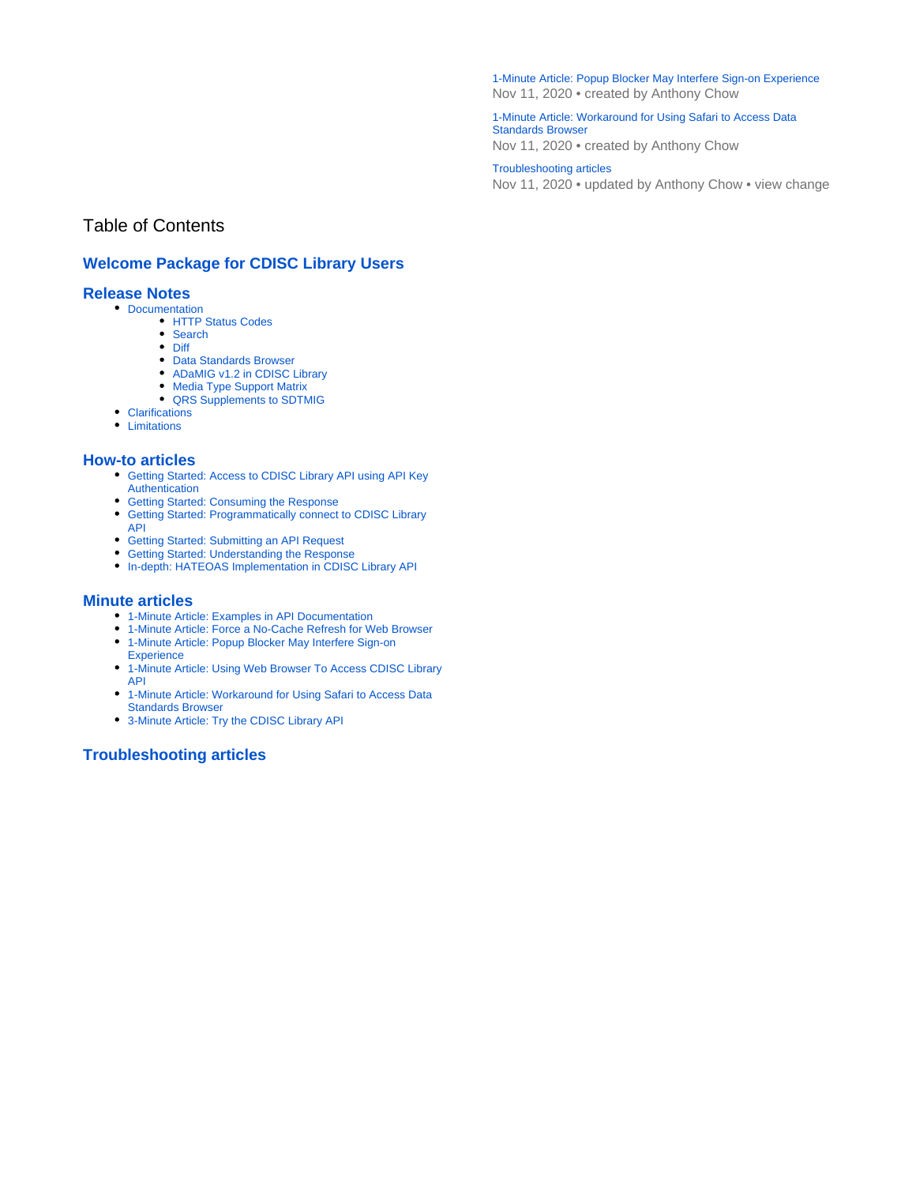[1-Minute Article: Popup Blocker May Interfere Sign-on Experience]
Nov 11, 2020 • created by Anthony Chow

[1-Minute Article: Workaround for Using Safari to Access Data Standards Browser]
Nov 11, 2020 • created by Anthony Chow

[Troubleshooting articles]
Nov 11, 2020 • updated by Anthony Chow • view change

# Table of Contents

## Welcome Package for CDISC Library Users

## Release Notes

- Documentation
  - HTTP Status Codes
  - Search
  - Diff
  - Data Standards Browser
  - ADaMIG v1.2 in CDISC Library
  - Media Type Support Matrix
  - QRS Supplements to SDTMIG
- Clarifications
- Limitations

## How-to articles

- Getting Started: Access to CDISC Library API using API Key Authentication
- Getting Started: Consuming the Response
- Getting Started: Programmatically connect to CDISC Library API
- Getting Started: Submitting an API Request
- Getting Started: Understanding the Response
- In-depth: HATEOAS Implementation in CDISC Library API

## Minute articles

- 1-Minute Article: Examples in API Documentation
- 1-Minute Article: Force a No-Cache Refresh for Web Browser
- 1-Minute Article: Popup Blocker May Interfere Sign-on Experience
- 1-Minute Article: Using Web Browser To Access CDISC Library API
- 1-Minute Article: Workaround for Using Safari to Access Data Standards Browser
- 3-Minute Article: Try the CDISC Library API

## Troubleshooting articles